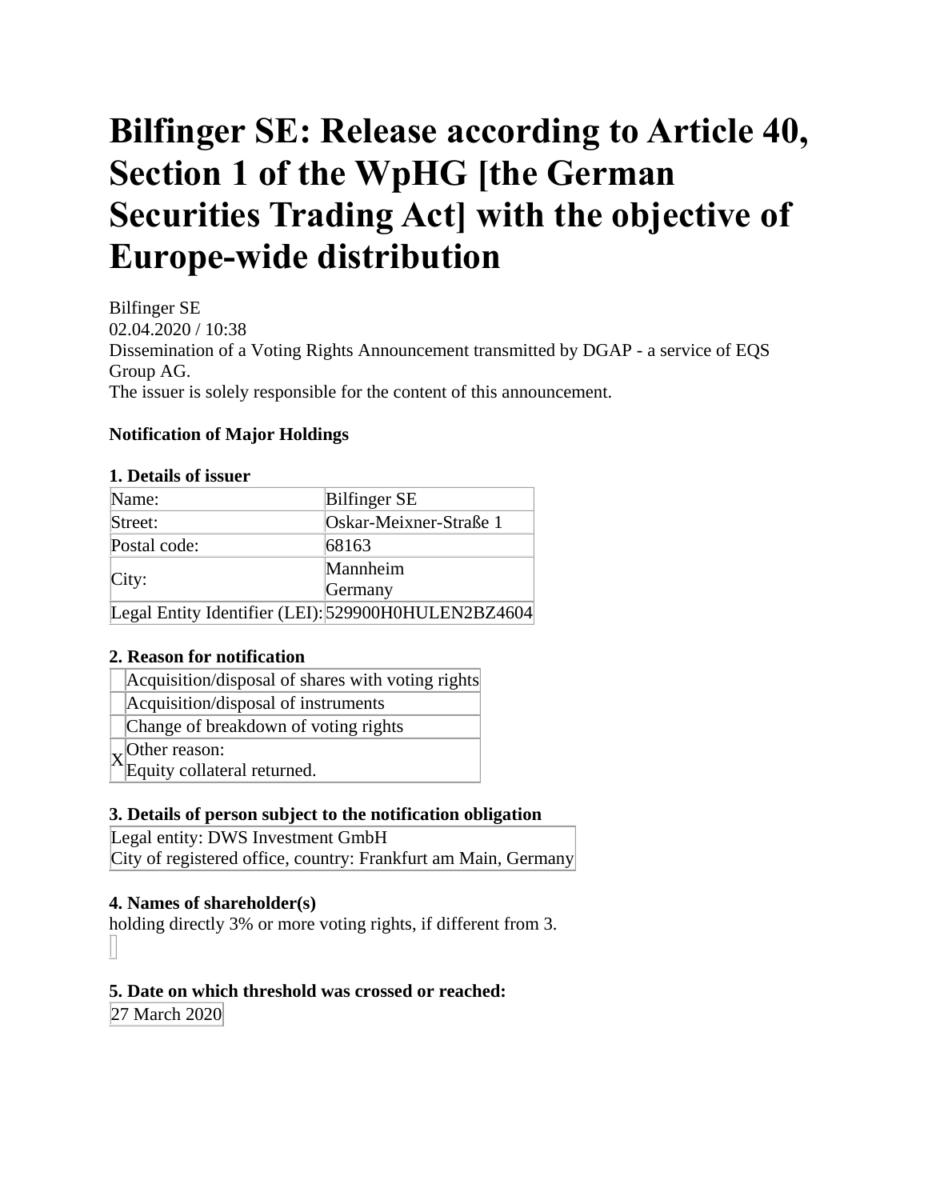# Bilfinger SE: Release according to Article 40, Section 1 of the WpHG [the German Securities Trading Act] with the objective of Europe-wide distribution

Bilfinger SE
02.04.2020 / 10:38
Dissemination of a Voting Rights Announcement transmitted by DGAP - a service of EQS Group AG.
The issuer is solely responsible for the content of this announcement.

**Notification of Major Holdings**

**1. Details of issuer**

| | |
|---|---|
| Name: | Bilfinger SE |
| Street: | Oskar-Meixner-Straße 1 |
| Postal code: | 68163 |
| City: | Mannheim<br>Germany |
| Legal Entity Identifier (LEI): | 529900H0HULEN2BZ4604 |

**2. Reason for notification**

| | |
|---|---|
| | Acquisition/disposal of shares with voting rights |
| | Acquisition/disposal of instruments |
| | Change of breakdown of voting rights |
| X | Other reason:<br>Equity collateral returned. |

**3. Details of person subject to the notification obligation**

| |
|---|
| Legal entity: DWS Investment GmbH<br>City of registered office, country: Frankfurt am Main, Germany |

**4. Names of shareholder(s)**
holding directly 3% or more voting rights, if different from 3.

**5. Date on which threshold was crossed or reached:**

27 March 2020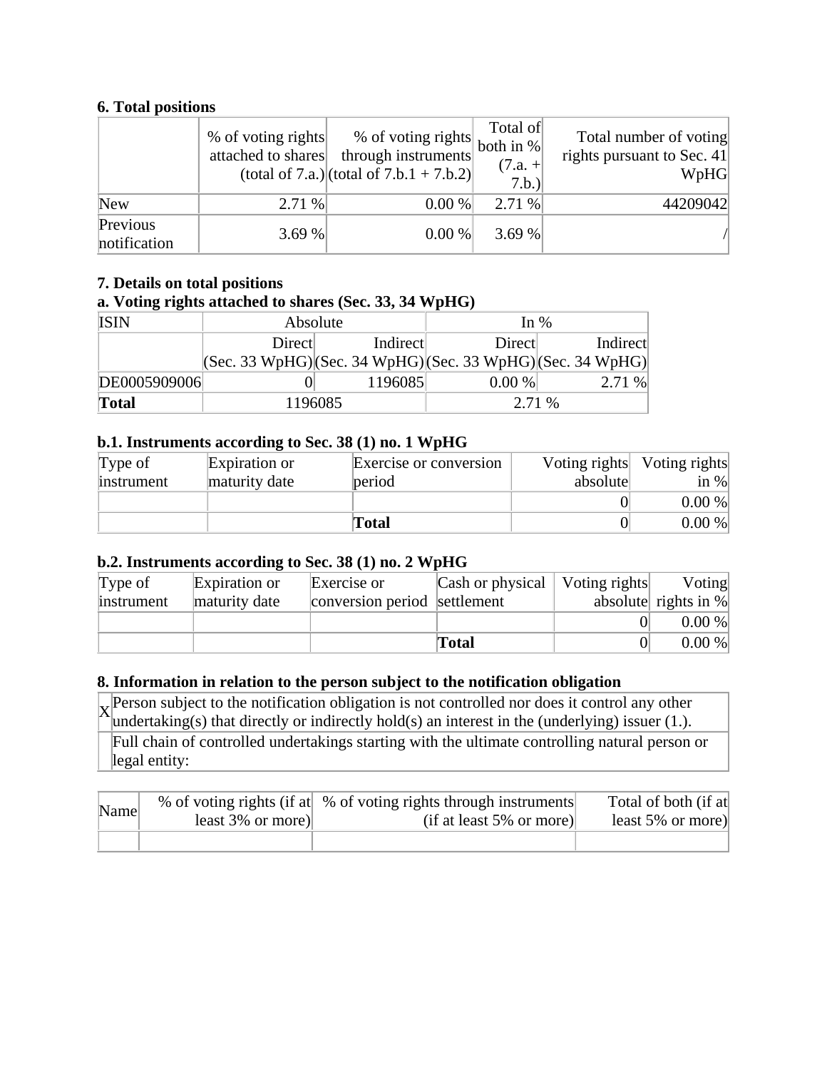### 6. Total positions

| | % of voting rights attached to shares (total of 7.a.) | % of voting rights through instruments (total of 7.b.1 + 7.b.2) | Total of both in % (7.a. + 7.b.) | Total number of voting rights pursuant to Sec. 41 WpHG |
|---|---|---|---|---|
| New | 2.71 % | 0.00 % | 2.71 % | 44209042 |
| Previous notification | 3.69 % | 0.00 % | 3.69 % | / |

### 7. Details on total positions

### a. Voting rights attached to shares (Sec. 33, 34 WpHG)

| ISIN | Absolute | | In % | |
|---|---|---|---|---|
| | Direct (Sec. 33 WpHG) | Indirect (Sec. 34 WpHG) | Direct (Sec. 33 WpHG) | Indirect (Sec. 34 WpHG) |
| DE0005909006 | 0 | 1196085 | 0.00 % | 2.71 % |
| **Total** | 1196085 | | 2.71 % | |

### b.1. Instruments according to Sec. 38 (1) no. 1 WpHG

| Type of instrument | Expiration or maturity date | Exercise or conversion period | Voting rights absolute | Voting rights in % |
|---|---|---|---|---|
| | | | 0 | 0.00 % |
| | | **Total** | 0 | 0.00 % |

### b.2. Instruments according to Sec. 38 (1) no. 2 WpHG

| Type of instrument | Expiration or maturity date | Exercise or conversion period | Cash or physical settlement | Voting rights absolute | Voting rights in % |
|---|---|---|---|---|---|
| | | | | 0 | 0.00 % |
| | | | **Total** | 0 | 0.00 % |

### 8. Information in relation to the person subject to the notification obligation

| | |
|---|---|
| X | Person subject to the notification obligation is not controlled nor does it control any other undertaking(s) that directly or indirectly hold(s) an interest in the (underlying) issuer (1.). |
| | Full chain of controlled undertakings starting with the ultimate controlling natural person or legal entity: |

| Name | % of voting rights (if at least 3% or more) | % of voting rights through instruments (if at least 5% or more) | Total of both (if at least 5% or more) |
|---|---|---|---|
| | | | |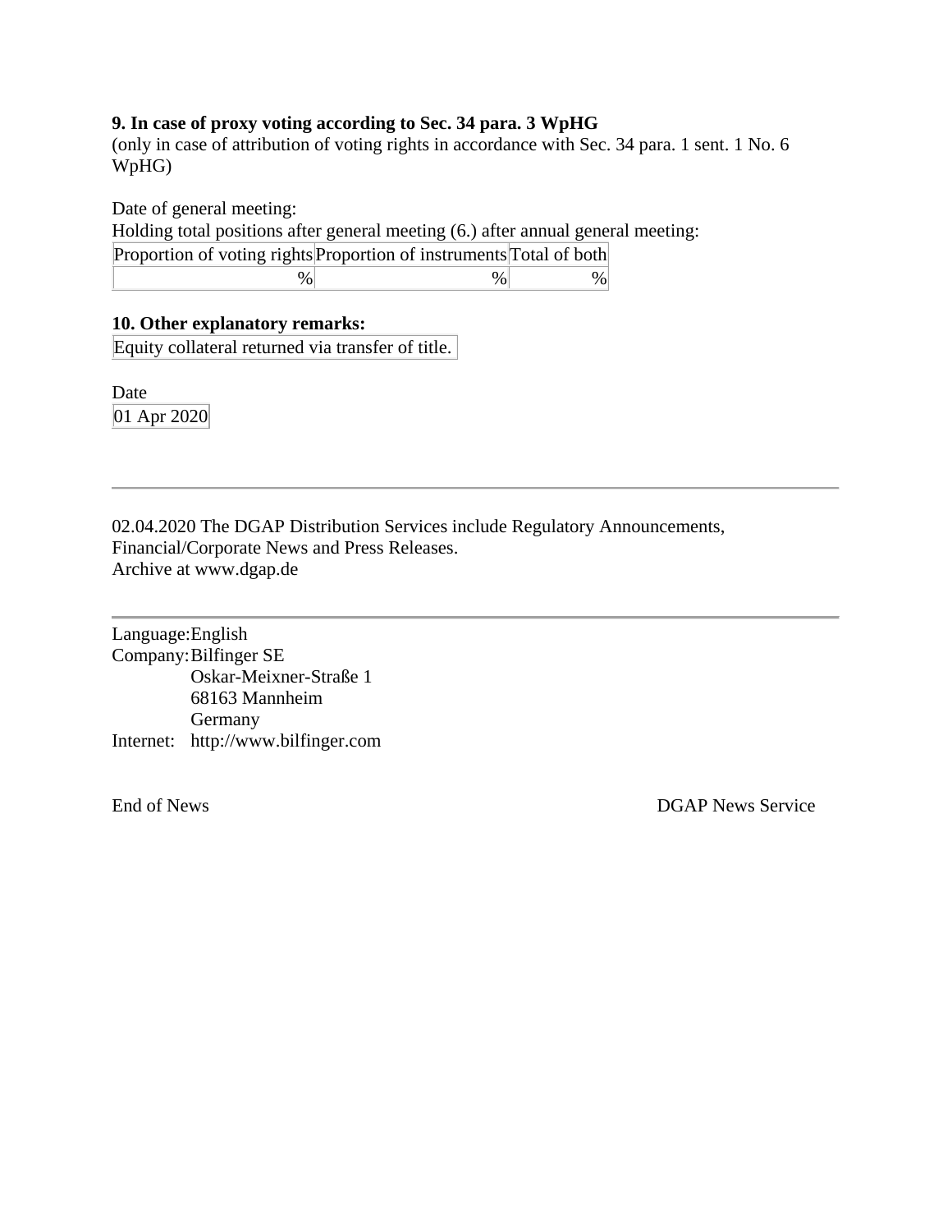**9. In case of proxy voting according to Sec. 34 para. 3 WpHG**
(only in case of attribution of voting rights in accordance with Sec. 34 para. 1 sent. 1 No. 6 WpHG)

Date of general meeting:
Holding total positions after general meeting (6.) after annual general meeting:

| Proportion of voting rights | Proportion of instruments | Total of both |
|---|---|---|
| % | % | % |

**10. Other explanatory remarks:**

Equity collateral returned via transfer of title.

Date
01 Apr 2020

---

02.04.2020 The DGAP Distribution Services include Regulatory Announcements, Financial/Corporate News and Press Releases.
Archive at www.dgap.de

---

| | |
|---|---|
| Language: | English |
| Company: | Bilfinger SE |
| | Oskar-Meixner-Straße 1 |
| | 68163 Mannheim |
| | Germany |
| Internet: | http://www.bilfinger.com |

End of News DGAP News Service